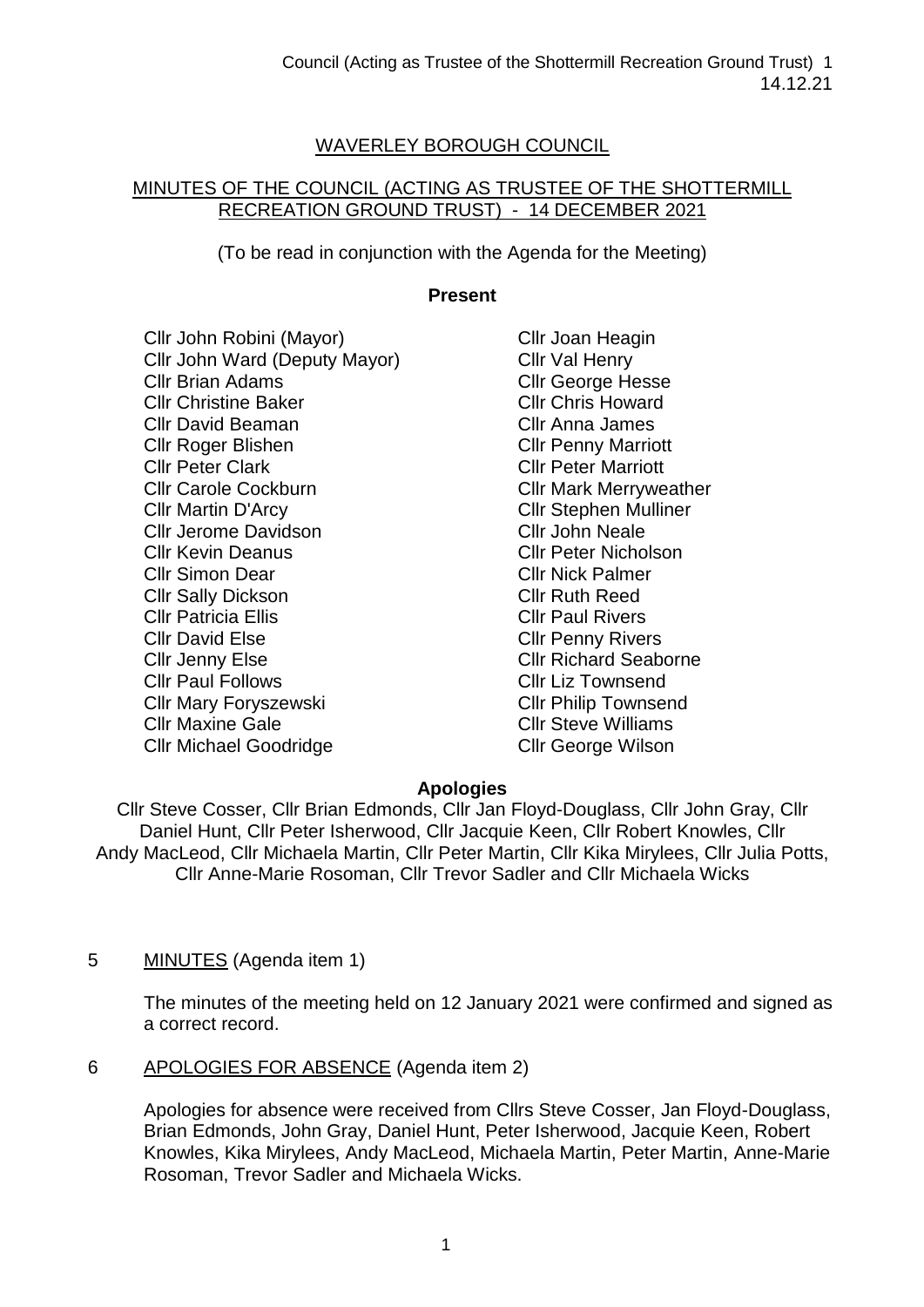# WAVERLEY BOROUGH COUNCIL

## MINUTES OF THE COUNCIL (ACTING AS TRUSTEE OF THE SHOTTERMILL RECREATION GROUND TRUST) - 14 DECEMBER 2021

(To be read in conjunction with the Agenda for the Meeting)

**Present**

Cllr John Robini (Mayor)
Cllr John Ward (Deputy Mayor)
Cllr Brian Adams
Cllr Christine Baker
Cllr David Beaman
Cllr Roger Blishen
Cllr Peter Clark
Cllr Carole Cockburn
Cllr Martin D'Arcy
Cllr Jerome Davidson
Cllr Kevin Deanus
Cllr Simon Dear
Cllr Sally Dickson
Cllr Patricia Ellis
Cllr David Else
Cllr Jenny Else
Cllr Paul Follows
Cllr Mary Foryszewski
Cllr Maxine Gale
Cllr Michael Goodridge
Cllr Joan Heagin
Cllr Val Henry
Cllr George Hesse
Cllr Chris Howard
Cllr Anna James
Cllr Penny Marriott
Cllr Peter Marriott
Cllr Mark Merryweather
Cllr Stephen Mulliner
Cllr John Neale
Cllr Peter Nicholson
Cllr Nick Palmer
Cllr Ruth Reed
Cllr Paul Rivers
Cllr Penny Rivers
Cllr Richard Seaborne
Cllr Liz Townsend
Cllr Philip Townsend
Cllr Steve Williams
Cllr George Wilson

**Apologies**

Cllr Steve Cosser, Cllr Brian Edmonds, Cllr Jan Floyd-Douglass, Cllr John Gray, Cllr Daniel Hunt, Cllr Peter Isherwood, Cllr Jacquie Keen, Cllr Robert Knowles, Cllr Andy MacLeod, Cllr Michaela Martin, Cllr Peter Martin, Cllr Kika Mirylees, Cllr Julia Potts, Cllr Anne-Marie Rosoman, Cllr Trevor Sadler and Cllr Michaela Wicks

5 MINUTES (Agenda item 1)

The minutes of the meeting held on 12 January 2021 were confirmed and signed as a correct record.

6 APOLOGIES FOR ABSENCE (Agenda item 2)

Apologies for absence were received from Cllrs Steve Cosser, Jan Floyd-Douglass, Brian Edmonds, John Gray, Daniel Hunt, Peter Isherwood, Jacquie Keen, Robert Knowles, Kika Mirylees, Andy MacLeod, Michaela Martin, Peter Martin, Anne-Marie Rosoman, Trevor Sadler and Michaela Wicks.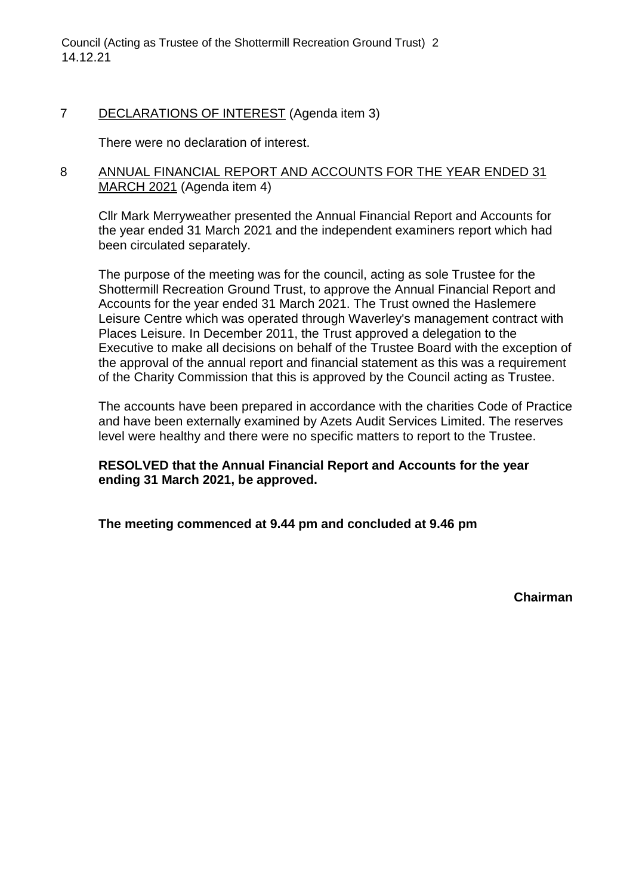## 7 DECLARATIONS OF INTEREST (Agenda item 3)

There were no declaration of interest.

## 8 ANNUAL FINANCIAL REPORT AND ACCOUNTS FOR THE YEAR ENDED 31 MARCH 2021 (Agenda item 4)

Cllr Mark Merryweather presented the Annual Financial Report and Accounts for the year ended 31 March 2021 and the independent examiners report which had been circulated separately.

The purpose of the meeting was for the council, acting as sole Trustee for the Shottermill Recreation Ground Trust, to approve the Annual Financial Report and Accounts for the year ended 31 March 2021. The Trust owned the Haslemere Leisure Centre which was operated through Waverley's management contract with Places Leisure. In December 2011, the Trust approved a delegation to the Executive to make all decisions on behalf of the Trustee Board with the exception of the approval of the annual report and financial statement as this was a requirement of the Charity Commission that this is approved by the Council acting as Trustee.

The accounts have been prepared in accordance with the charities Code of Practice and have been externally examined by Azets Audit Services Limited. The reserves level were healthy and there were no specific matters to report to the Trustee.

**RESOLVED that the Annual Financial Report and Accounts for the year ending 31 March 2021, be approved.**

**The meeting commenced at 9.44 pm and concluded at 9.46 pm**

**Chairman**